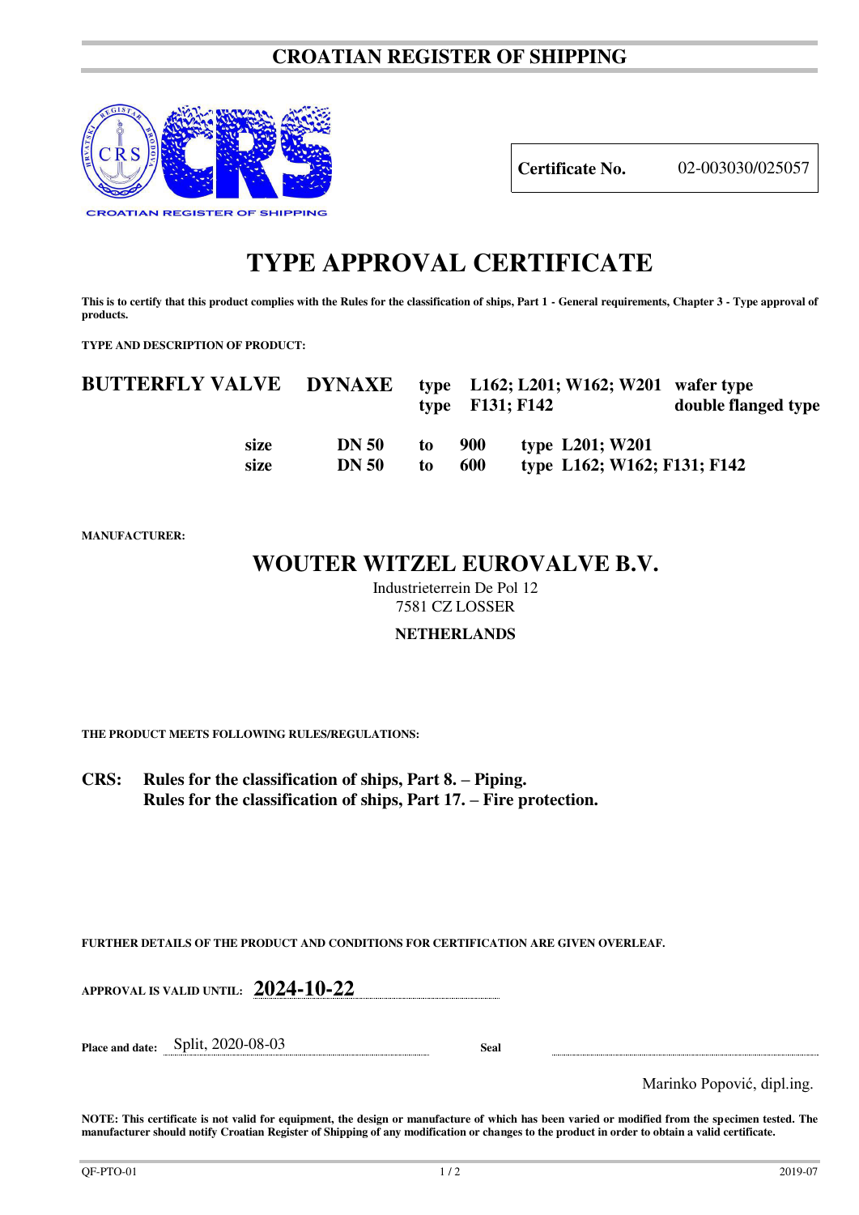# CROATIAN REGISTER OF SHIPPING

CROATIAN REGISTER OF SHIPPING

| **Certificate No.** | 02-003030/025057 |
|---|---|

# TYPE APPROVAL CERTIFICATE

**This is to certify that this product complies with the Rules for the classification of ships, Part 1 - General requirements, Chapter 3 - Type approval of products.**

**TYPE AND DESCRIPTION OF PRODUCT:**

## BUTTERFLY VALVE DYNAXE

**type L162; L201; W162; W201 wafer type**
**type F131; F142 double flanged type**

**size DN 50 to 900 type L201; W201**
**size DN 50 to 600 type L162; W162; F131; F142**

**MANUFACTURER:**

## WOUTER WITZEL EUROVALVE B.V.

Industrieterrein De Pol 12
7581 CZ LOSSER

**NETHERLANDS**

**THE PRODUCT MEETS FOLLOWING RULES/REGULATIONS:**

**CRS: Rules for the classification of ships, Part 8. – Piping.**
**Rules for the classification of ships, Part 17. – Fire protection.**

**FURTHER DETAILS OF THE PRODUCT AND CONDITIONS FOR CERTIFICATION ARE GIVEN OVERLEAF.**

**APPROVAL IS VALID UNTIL: 2024-10-22**

**Place and date:** Split, 2020-08-03 **Seal**

Marinko Popović, dipl.ing.

**NOTE: This certificate is not valid for equipment, the design or manufacture of which has been varied or modified from the specimen tested. The manufacturer should notify Croatian Register of Shipping of any modification or changes to the product in order to obtain a valid certificate.**

QF-PTO-01 2019-07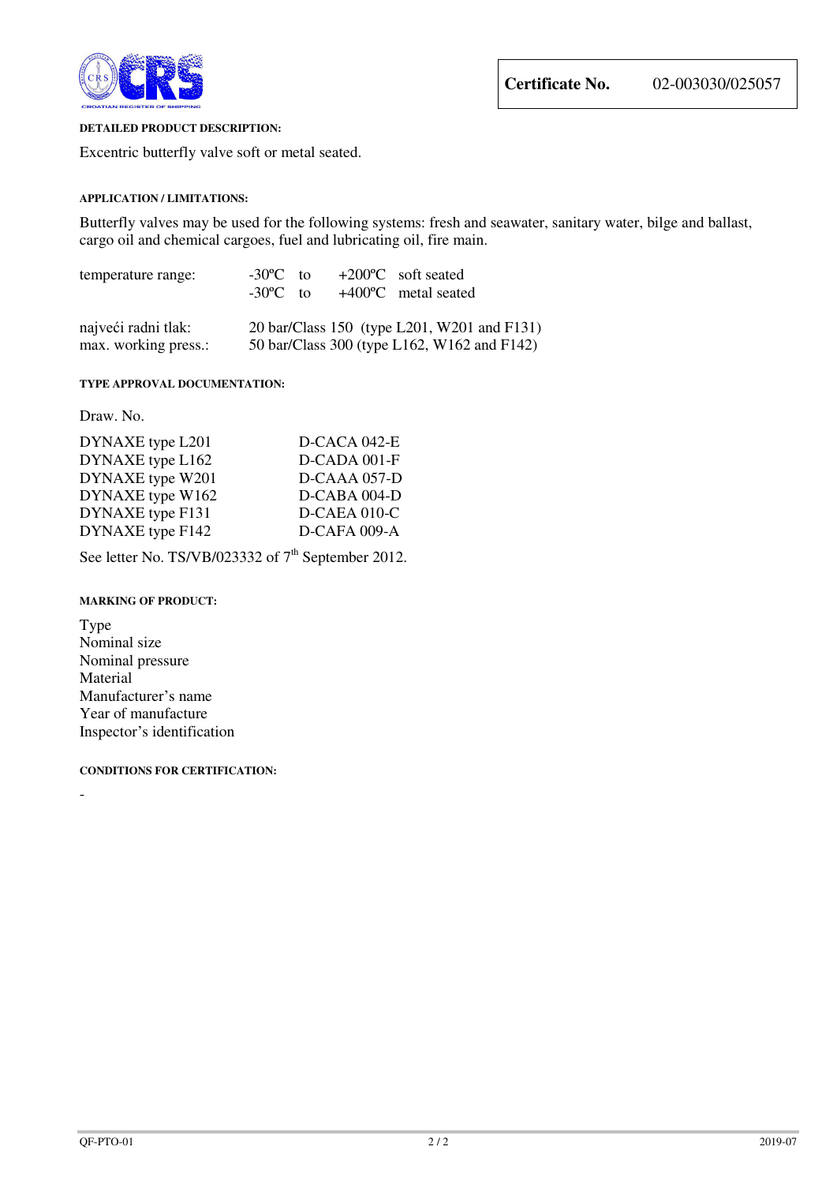**Certificate No.** 02-003030/025057

#### DETAILED PRODUCT DESCRIPTION:

Excentric butterfly valve soft or metal seated.

#### APPLICATION / LIMITATIONS:

Butterfly valves may be used for the following systems: fresh and seawater, sanitary water, bilge and ballast, cargo oil and chemical cargoes, fuel and lubricating oil, fire main.

| | | | | |
|---|---|---|---|---|
| temperature range: | -30ºC | to | +200ºC | soft seated |
| | -30ºC | to | +400ºC | metal seated |

| | |
|---|---|
| najveći radni tlak: | 20 bar/Class 150 (type L201, W201 and F131) |
| max. working press.: | 50 bar/Class 300 (type L162, W162 and F142) |

#### TYPE APPROVAL DOCUMENTATION:

Draw. No.

| | |
|---|---|
| DYNAXE type L201 | D-CACA 042-E |
| DYNAXE type L162 | D-CADA 001-F |
| DYNAXE type W201 | D-CAAA 057-D |
| DYNAXE type W162 | D-CABA 004-D |
| DYNAXE type F131 | D-CAEA 010-C |
| DYNAXE type F142 | D-CAFA 009-A |

See letter No. TS/VB/023332 of 7th September 2012.

#### MARKING OF PRODUCT:

Type
Nominal size
Nominal pressure
Material
Manufacturer's name
Year of manufacture
Inspector's identification

#### CONDITIONS FOR CERTIFICATION:

-